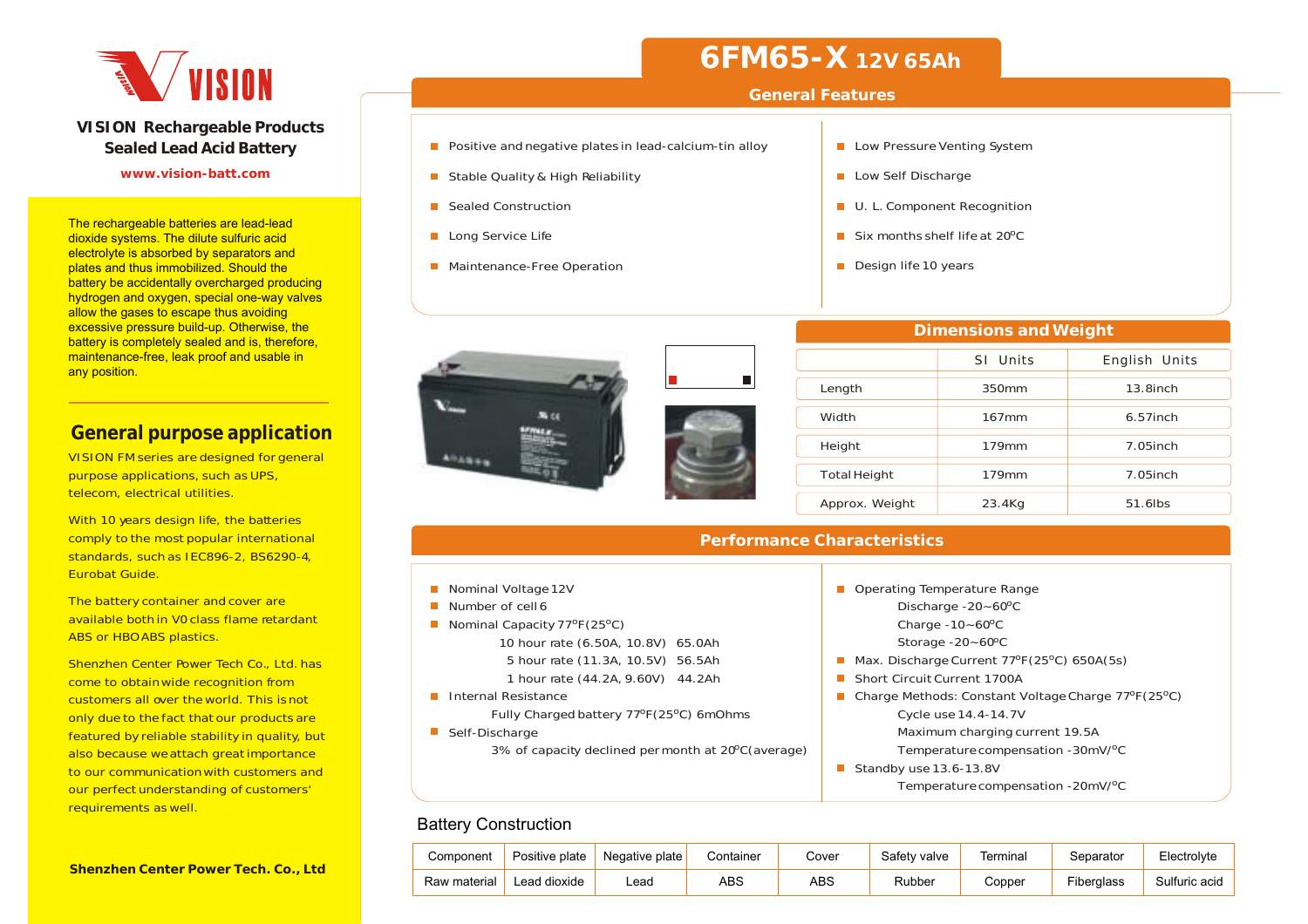VISION

**VISION Rechargeable Products**
**Sealed Lead Acid Battery**

www.vision-batt.com

The rechargeable batteries are lead-lead dioxide systems. The dilute sulfuric acid electrolyte is absorbed by separators and plates and thus immobilized. Should the battery be accidentally overcharged producing hydrogen and oxygen, special one-way valves allow the gases to escape thus avoiding excessive pressure build-up. Otherwise, the battery is completely sealed and is, therefore, maintenance-free, leak proof and usable in any position.

## General purpose application

VISION FM series are designed for general purpose applications, such as UPS, telecom, electrical utilities.

With 10 years design life, the batteries comply to the most popular international standards, such as IEC896-2, BS6290-4, Eurobat Guide.

The battery container and cover are available both in V0 class flame retardant ABS or HBABS plastics.

Shenzhen Center Power Tech Co., Ltd. has come to obtain wide recognition from customers all over the world. This is not only due to the fact that our products are featured by reliable stability in quality, but also because we attach great importance to our communication with customers and our perfect understanding of customers' requirements as well.

**Shenzhen Center Power Tech. Co., Ltd**

# 6FM65-X 12V 65Ah

## General Features

- Positive and negative plates in lead-calcium-tin alloy
- Stable Quality & High Reliability
- Sealed Construction
- Long Service Life
- Maintenance-Free Operation
- Low Pressure Venting System
- Low Self Discharge
- U. L. Component Recognition
- Six months shelf life at 20°C
- Design life 10 years

## Dimensions and Weight

| | SI Units | English Units |
|---|---|---|
| Length | 350mm | 13.8inch |
| Width | 167mm | 6.57inch |
| Height | 179mm | 7.05inch |
| Total Height | 179mm | 7.05inch |
| Approx. Weight | 23.4Kg | 51.6lbs |

## Performance Characteristics

- Nominal Voltage 12V
- Number of cell 6
- Nominal Capacity 77°F(25°C)
  - 10 hour rate (6.50A, 10.8V) 65.0Ah
  - 5 hour rate (11.3A, 10.5V) 56.5Ah
  - 1 hour rate (44.2A, 9.60V) 44.2Ah
- Internal Resistance
  - Fully Charged battery 77°F(25°C) 6mOhms
- Self-Discharge
  - 3% of capacity declined per month at 20°C(average)
- Operating Temperature Range
  - Discharge -20~60°C
  - Charge -10~60°C
  - Storage -20~60°C
- Max. Discharge Current 77°F(25°C) 650A(5s)
- Short Circuit Current 1700A
- Charge Methods: Constant Voltage Charge 77°F(25°C)
  - Cycle use 14.4-14.7V
  - Maximum charging current 19.5A
  - Temperature compensation -30mV/°C
- Standby use 13.6-13.8V
  - Temperature compensation -20mV/°C

## Battery Construction

| Component | Positive plate | Negative plate | Container | Cover | Safety valve | Terminal | Separator | Electrolyte |
|---|---|---|---|---|---|---|---|---|
| Raw material | Lead dioxide | Lead | ABS | ABS | Rubber | Copper | Fiberglass | Sulfuric acid |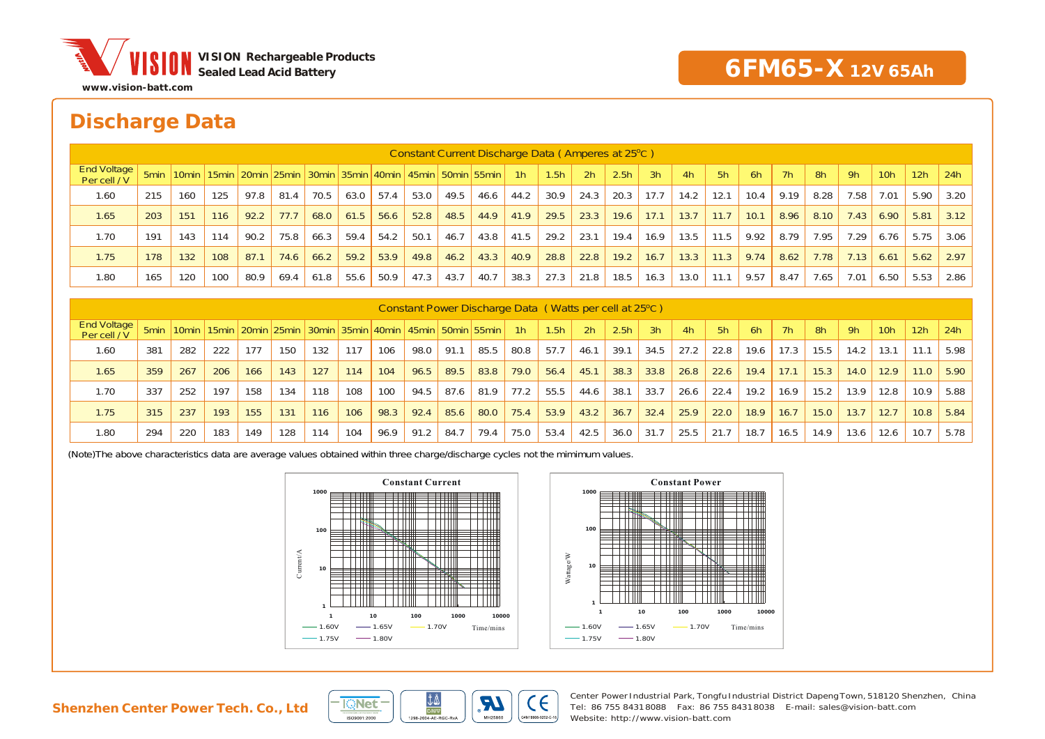VISION Rechargeable Products
Sealed Lead Acid Battery
www.vision-batt.com

# 6FM65-X 12V 65Ah

## Discharge Data

| Constant Current Discharge Data ( Amperes at 25°C ) | | | | | | | | | | | | | | | | | | | | | | | | |
|---|---|---|---|---|---|---|---|---|---|---|---|---|---|---|---|---|---|---|---|---|---|---|---|---|
| End Voltage Per cell / V | 5min | 10min | 15min | 20min | 25min | 30min | 35min | 40min | 45min | 50min | 55min | 1h | 1.5h | 2h | 2.5h | 3h | 4h | 5h | 6h | 7h | 8h | 9h | 10h | 12h | 24h |
| 1.60 | 215 | 160 | 125 | 97.8 | 81.4 | 70.5 | 63.0 | 57.4 | 53.0 | 49.5 | 46.6 | 44.2 | 30.9 | 24.3 | 20.3 | 17.7 | 14.2 | 12.1 | 10.4 | 9.19 | 8.28 | 7.58 | 7.01 | 5.90 | 3.20 |
| 1.65 | 203 | 151 | 116 | 92.2 | 77.7 | 68.0 | 61.5 | 56.6 | 52.8 | 48.5 | 44.9 | 41.9 | 29.5 | 23.3 | 19.6 | 17.1 | 13.7 | 11.7 | 10.1 | 8.96 | 8.10 | 7.43 | 6.90 | 5.81 | 3.12 |
| 1.70 | 191 | 143 | 114 | 90.2 | 75.8 | 66.3 | 59.4 | 54.2 | 50.1 | 46.7 | 43.8 | 41.5 | 29.2 | 23.1 | 19.4 | 16.9 | 13.5 | 11.5 | 9.92 | 8.79 | 7.95 | 7.29 | 6.76 | 5.75 | 3.06 |
| 1.75 | 178 | 132 | 108 | 87.1 | 74.6 | 66.2 | 59.2 | 53.9 | 49.8 | 46.2 | 43.3 | 40.9 | 28.8 | 22.8 | 19.2 | 16.7 | 13.3 | 11.3 | 9.74 | 8.62 | 7.78 | 7.13 | 6.61 | 5.62 | 2.97 |
| 1.80 | 165 | 120 | 100 | 80.9 | 69.4 | 61.8 | 55.6 | 50.9 | 47.3 | 43.7 | 40.7 | 38.3 | 27.3 | 21.8 | 18.5 | 16.3 | 13.0 | 11.1 | 9.57 | 8.47 | 7.65 | 7.01 | 6.50 | 5.53 | 2.86 |

| Constant Power Discharge Data ( Watts per cell at 25°C ) | | | | | | | | | | | | | | | | | | | | | | | | |
|---|---|---|---|---|---|---|---|---|---|---|---|---|---|---|---|---|---|---|---|---|---|---|---|---|
| End Voltage Per cell / V | 5min | 10min | 15min | 20min | 25min | 30min | 35min | 40min | 45min | 50min | 55min | 1h | 1.5h | 2h | 2.5h | 3h | 4h | 5h | 6h | 7h | 8h | 9h | 10h | 12h | 24h |
| 1.60 | 381 | 282 | 222 | 177 | 150 | 132 | 117 | 106 | 98.0 | 91.1 | 85.5 | 80.8 | 57.7 | 46.1 | 39.1 | 34.5 | 27.2 | 22.8 | 19.6 | 17.3 | 15.5 | 14.2 | 13.1 | 11.1 | 5.98 |
| 1.65 | 359 | 267 | 206 | 166 | 143 | 127 | 114 | 104 | 96.5 | 89.5 | 83.8 | 79.0 | 56.4 | 45.1 | 38.3 | 33.8 | 26.8 | 22.6 | 19.4 | 17.1 | 15.3 | 14.0 | 12.9 | 11.0 | 5.90 |
| 1.70 | 337 | 252 | 197 | 158 | 134 | 118 | 108 | 100 | 94.5 | 87.6 | 81.9 | 77.2 | 55.5 | 44.6 | 38.1 | 33.7 | 26.6 | 22.4 | 19.2 | 16.9 | 15.2 | 13.9 | 12.8 | 10.9 | 5.88 |
| 1.75 | 315 | 237 | 193 | 155 | 131 | 116 | 106 | 98.3 | 92.4 | 85.6 | 80.0 | 75.4 | 53.9 | 43.2 | 36.7 | 32.4 | 25.9 | 22.0 | 18.9 | 16.7 | 15.0 | 13.7 | 12.7 | 10.8 | 5.84 |
| 1.80 | 294 | 220 | 183 | 149 | 128 | 114 | 104 | 96.9 | 91.2 | 84.7 | 79.4 | 75.0 | 53.4 | 42.5 | 36.0 | 31.7 | 25.5 | 21.7 | 18.7 | 16.5 | 14.9 | 13.6 | 12.6 | 10.7 | 5.78 |

(Note)The above characteristics data are average values obtained within three charge/discharge cycles not the mimimum values.

**Constant Current**

Current/A vs. Time/mins — 1.60V, 1.65V, 1.70V, 1.75V, 1.80V

**Constant Power**

Wattage/W vs. Time/mins — 1.60V, 1.65V, 1.70V, 1.75V, 1.80V

**Shenzhen Center Power Tech. Co., Ltd**

Center Power Industrial Park, Tongfu Industrial District Dapeng Town, 518120 Shenzhen, China
Tel: 86 755 84318088 Fax: 86 755 84318038 E-mail: sales@vision-batt.com
Website: http://www.vision-batt.com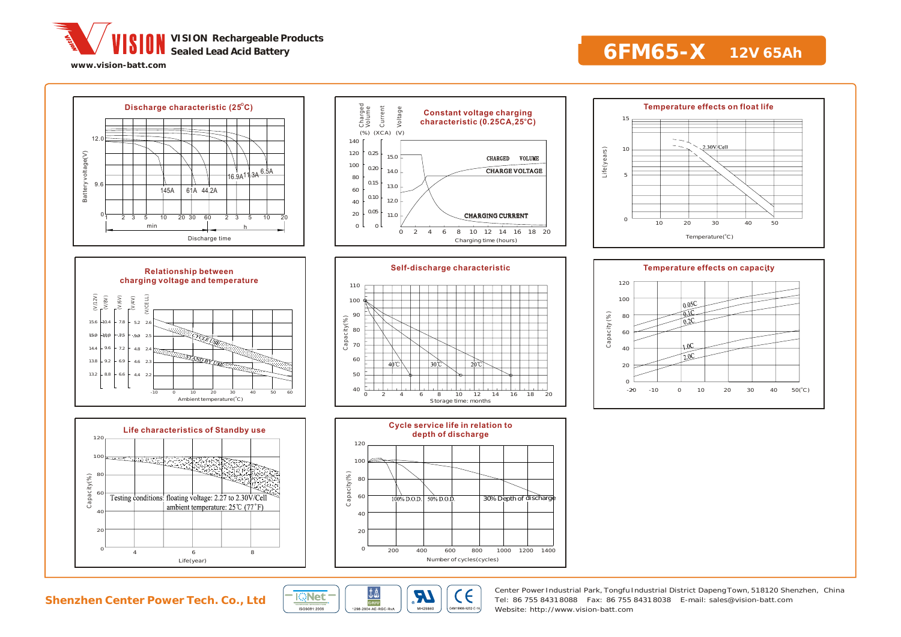VISION Rechargeable Products
Sealed Lead Acid Battery

www.vision-batt.com

# 6FM65-X 12V 65Ah

## Discharge characteristic (25°C)

Battery voltage(V)

12.0
9.6
0

145A 61A 44.2A 16.9A 11.3A 6.5A

1 2 3 5 10 20 30 60 2 3 5 10 20

min h

Discharge time

## Constant voltage charging characteristic (0.25CA,25°C)

Charged Volume (%) Current (XCA) Voltage (V)

140 120 100 80 60 40 20 0

0.25 0.20 0.15 0.10 0.05 0

15.0 14.0 13.0 12.0 11.0

CHARGED VOLUME
CHARGE VOLTAGE
CHARGING CURRENT

0 2 4 6 8 10 12 14 16 18 20

Charging time (hours)

## Temperature effects on float life

Life(years)

15 10 5 0

2.30V/Cell

10 20 30 40 50

Temperature(°C)

## Relationship between charging voltage and temperature

(V/12V) (V/8V) (V/6V) (V/4V) (V/CELL)

15.6 10.4 7.8 5.2 2.6
15.0 10.0 7.5 5.0 2.5
14.4 9.6 7.2 4.8 2.4
13.8 9.2 6.9 4.6 2.3
13.2 8.8 6.6 4.4 2.2

CYCLE USE
STAND BY USE

-10 0 10 20 30 40 50 60

Ambient temperature(°C)

## Self-discharge characteristic

Capacity(%)

110 100 90 80 70 60 50 40

40°C 30°C 20°C

0 2 4 6 8 10 12 14 16 18 20

Storage time: months

## Temperature effects on capacity

Capacity(%)

120 100 80 60 40 20 0

0.05C 0.1C 0.2C 1.0C 2.0C

-20 -10 0 10 20 30 40 50(°C)

## Life characteristics of Standby use

Capacity(%)

120 100 80 60 40 20 0

Testing conditions: floating voltage: 2.27 to 2.30V/Cell
ambient temperature: 25°C (77°F)

4 6 8

Life(year)

## Cycle service life in relation to depth of discharge

Capacity(%)

120 100 80 60 40 20 0

100% D.O.D. 50% D.O.D. 30% Depth of discharge

200 400 600 800 1000 1200 1400

Number of cycles(cycles)

**Shenzhen Center Power Tech. Co., Ltd**

ISO9001:2000 | 298-2004-AE-RGC-RvA | MH25860 | CAM19906-9202-C-16

Center Power Industrial Park, Tongfu Industrial District Dapeng Town, 518120 Shenzhen, China
Tel: 86 755 84318088 Fax: 86 755 84318038 E-mail: sales@vision-batt.com
Website: http://www.vision-batt.com